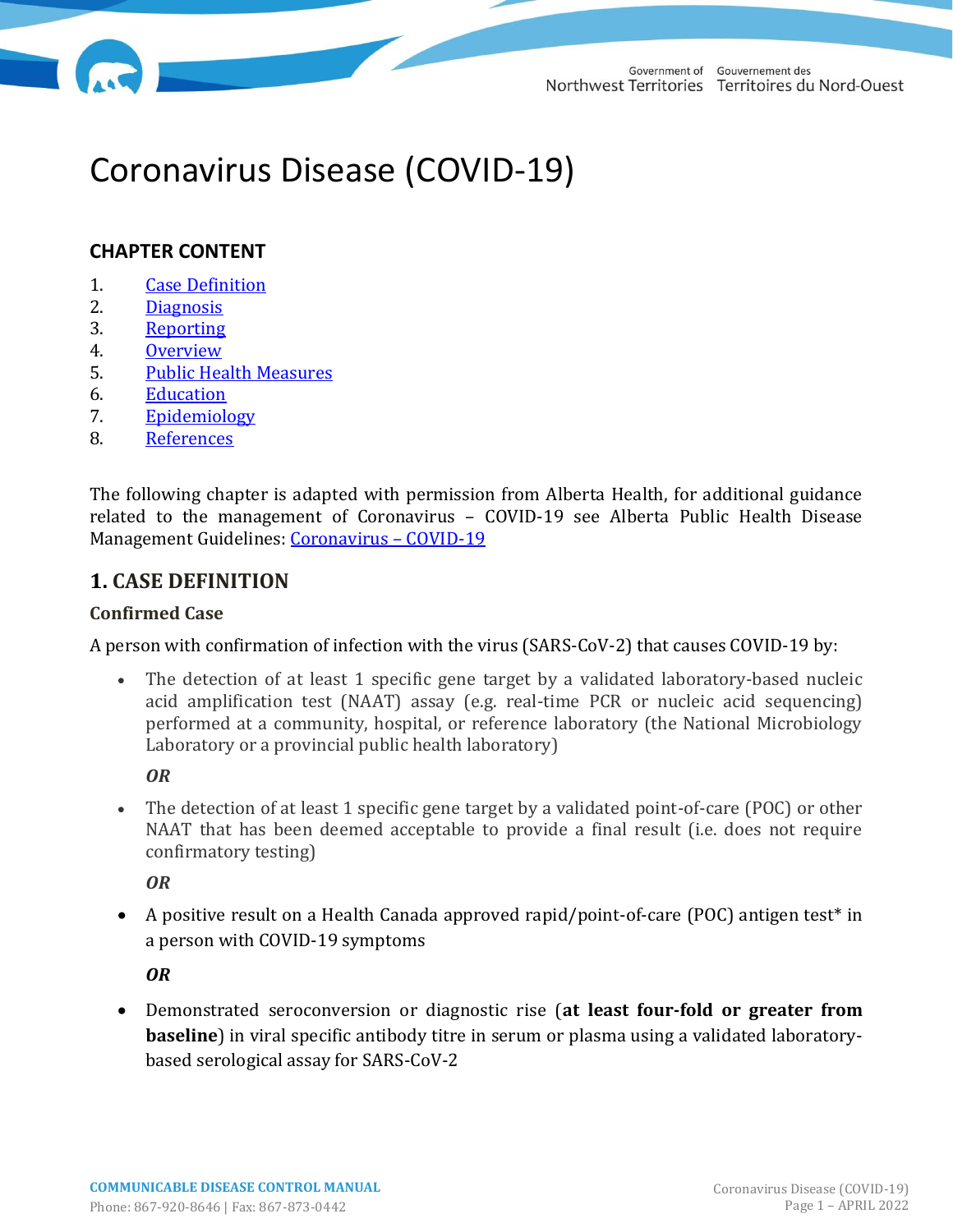# Coronavirus Disease (COVID-19)

### CHAPTER CONTENT

1. Case Definition
2. Diagnosis
3. Reporting
4. Overview
5. Public Health Measures
6. Education
7. Epidemiology
8. References

The following chapter is adapted with permission from Alberta Health, for additional guidance related to the management of Coronavirus – COVID-19 see Alberta Public Health Disease Management Guidelines: Coronavirus – COVID-19

## 1. CASE DEFINITION

### Confirmed Case

A person with confirmation of infection with the virus (SARS-CoV-2) that causes COVID-19 by:

- The detection of at least 1 specific gene target by a validated laboratory-based nucleic acid amplification test (NAAT) assay (e.g. real-time PCR or nucleic acid sequencing) performed at a community, hospital, or reference laboratory (the National Microbiology Laboratory or a provincial public health laboratory)

  ***OR***

- The detection of at least 1 specific gene target by a validated point-of-care (POC) or other NAAT that has been deemed acceptable to provide a final result (i.e. does not require confirmatory testing)

  ***OR***

- A positive result on a Health Canada approved rapid/point-of-care (POC) antigen test* in a person with COVID-19 symptoms

  ***OR***

- Demonstrated seroconversion or diagnostic rise (**at least four-fold or greater from baseline**) in viral specific antibody titre in serum or plasma using a validated laboratory-based serological assay for SARS-CoV-2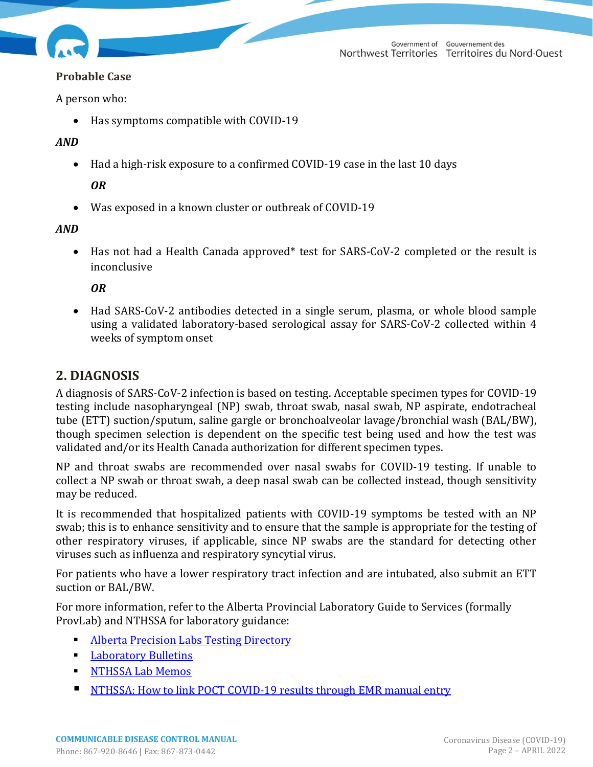**Probable Case**

A person who:

- Has symptoms compatible with COVID-19

***AND***

- Had a high-risk exposure to a confirmed COVID-19 case in the last 10 days

  ***OR***

- Was exposed in a known cluster or outbreak of COVID-19

***AND***

- Has not had a Health Canada approved* test for SARS-CoV-2 completed or the result is inconclusive

  ***OR***

- Had SARS-CoV-2 antibodies detected in a single serum, plasma, or whole blood sample using a validated laboratory-based serological assay for SARS-CoV-2 collected within 4 weeks of symptom onset

## 2. DIAGNOSIS

A diagnosis of SARS-CoV-2 infection is based on testing. Acceptable specimen types for COVID-19 testing include nasopharyngeal (NP) swab, throat swab, nasal swab, NP aspirate, endotracheal tube (ETT) suction/sputum, saline gargle or bronchoalveolar lavage/bronchial wash (BAL/BW), though specimen selection is dependent on the specific test being used and how the test was validated and/or its Health Canada authorization for different specimen types.

NP and throat swabs are recommended over nasal swabs for COVID-19 testing. If unable to collect a NP swab or throat swab, a deep nasal swab can be collected instead, though sensitivity may be reduced.

It is recommended that hospitalized patients with COVID-19 symptoms be tested with an NP swab; this is to enhance sensitivity and to ensure that the sample is appropriate for the testing of other respiratory viruses, if applicable, since NP swabs are the standard for detecting other viruses such as influenza and respiratory syncytial virus.

For patients who have a lower respiratory tract infection and are intubated, also submit an ETT suction or BAL/BW.

For more information, refer to the Alberta Provincial Laboratory Guide to Services (formally ProvLab) and NTHSSA for laboratory guidance:

- Alberta Precision Labs Testing Directory
- Laboratory Bulletins
- NTHSSA Lab Memos
- NTHSSA: How to link POCT COVID-19 results through EMR manual entry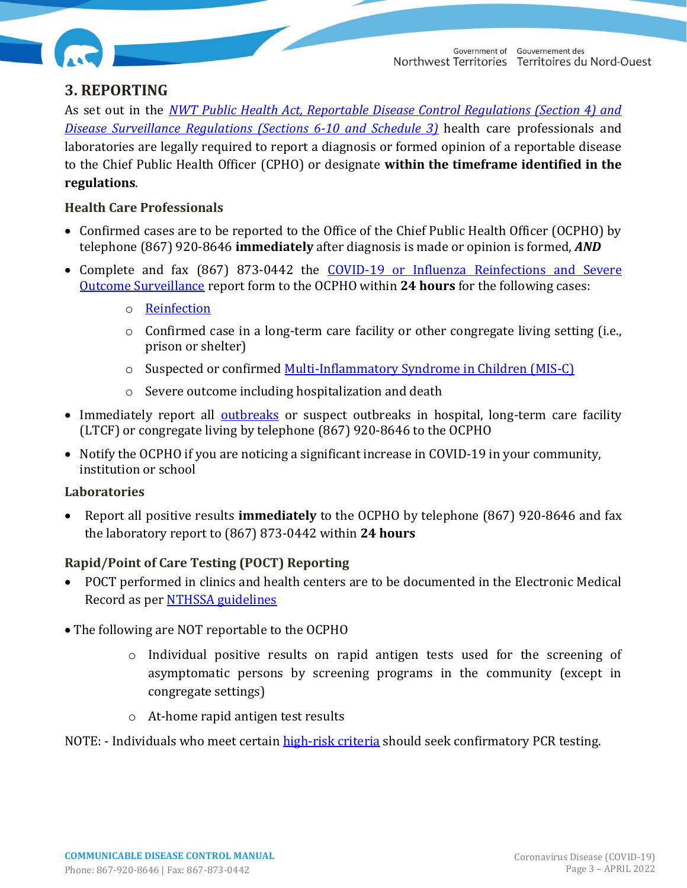## 3. REPORTING

As set out in the *NWT Public Health Act, Reportable Disease Control Regulations (Section 4) and Disease Surveillance Regulations (Sections 6-10 and Schedule 3)* health care professionals and laboratories are legally required to report a diagnosis or formed opinion of a reportable disease to the Chief Public Health Officer (CPHO) or designate **within the timeframe identified in the regulations**.

### Health Care Professionals

- Confirmed cases are to be reported to the Office of the Chief Public Health Officer (OCPHO) by telephone (867) 920-8646 **immediately** after diagnosis is made or opinion is formed, ***AND***
- Complete and fax (867) 873-0442 the COVID-19 or Influenza Reinfections and Severe Outcome Surveillance report form to the OCPHO within **24 hours** for the following cases:
  - Reinfection
  - Confirmed case in a long-term care facility or other congregate living setting (i.e., prison or shelter)
  - Suspected or confirmed Multi-Inflammatory Syndrome in Children (MIS-C)
  - Severe outcome including hospitalization and death
- Immediately report all outbreaks or suspect outbreaks in hospital, long-term care facility (LTCF) or congregate living by telephone (867) 920-8646 to the OCPHO
- Notify the OCPHO if you are noticing a significant increase in COVID-19 in your community, institution or school

### Laboratories

- Report all positive results **immediately** to the OCPHO by telephone (867) 920-8646 and fax the laboratory report to (867) 873-0442 within **24 hours**

### Rapid/Point of Care Testing (POCT) Reporting

- POCT performed in clinics and health centers are to be documented in the Electronic Medical Record as per NTHSSA guidelines
- The following are NOT reportable to the OCPHO
  - Individual positive results on rapid antigen tests used for the screening of asymptomatic persons by screening programs in the community (except in congregate settings)
  - At-home rapid antigen test results

NOTE: - Individuals who meet certain high-risk criteria should seek confirmatory PCR testing.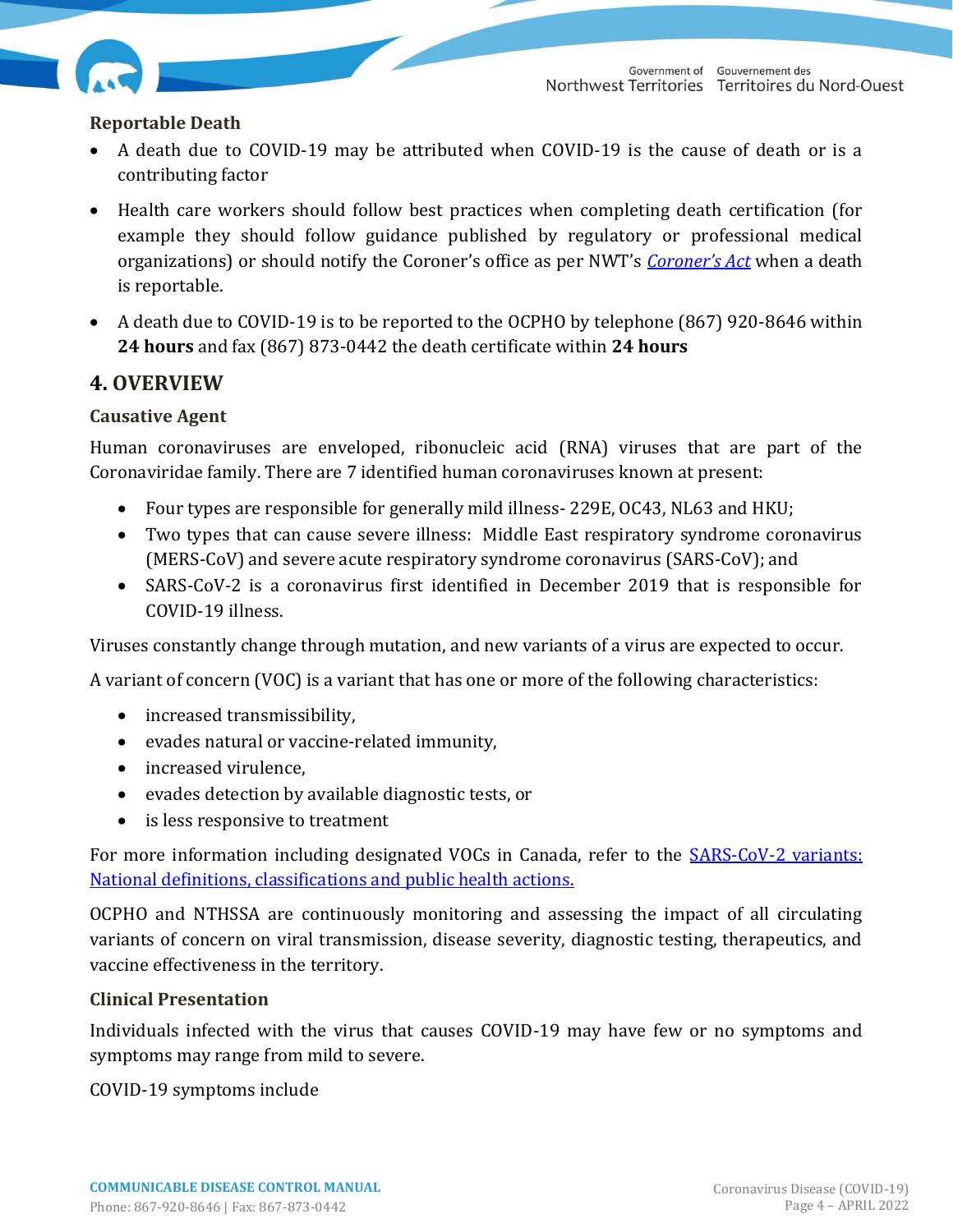### Reportable Death

- A death due to COVID-19 may be attributed when COVID-19 is the cause of death or is a contributing factor
- Health care workers should follow best practices when completing death certification (for example they should follow guidance published by regulatory or professional medical organizations) or should notify the Coroner's office as per NWT's *Coroner's Act* when a death is reportable.
- A death due to COVID-19 is to be reported to the OCPHO by telephone (867) 920-8646 within **24 hours** and fax (867) 873-0442 the death certificate within **24 hours**

## 4. OVERVIEW

### Causative Agent

Human coronaviruses are enveloped, ribonucleic acid (RNA) viruses that are part of the Coronaviridae family. There are 7 identified human coronaviruses known at present:

- Four types are responsible for generally mild illness- 229E, OC43, NL63 and HKU;
- Two types that can cause severe illness: Middle East respiratory syndrome coronavirus (MERS-CoV) and severe acute respiratory syndrome coronavirus (SARS-CoV); and
- SARS-CoV-2 is a coronavirus first identified in December 2019 that is responsible for COVID-19 illness.

Viruses constantly change through mutation, and new variants of a virus are expected to occur.

A variant of concern (VOC) is a variant that has one or more of the following characteristics:

- increased transmissibility,
- evades natural or vaccine-related immunity,
- increased virulence,
- evades detection by available diagnostic tests, or
- is less responsive to treatment

For more information including designated VOCs in Canada, refer to the SARS-CoV-2 variants: National definitions, classifications and public health actions.

OCPHO and NTHSSA are continuously monitoring and assessing the impact of all circulating variants of concern on viral transmission, disease severity, diagnostic testing, therapeutics, and vaccine effectiveness in the territory.

### Clinical Presentation

Individuals infected with the virus that causes COVID-19 may have few or no symptoms and symptoms may range from mild to severe.

COVID-19 symptoms include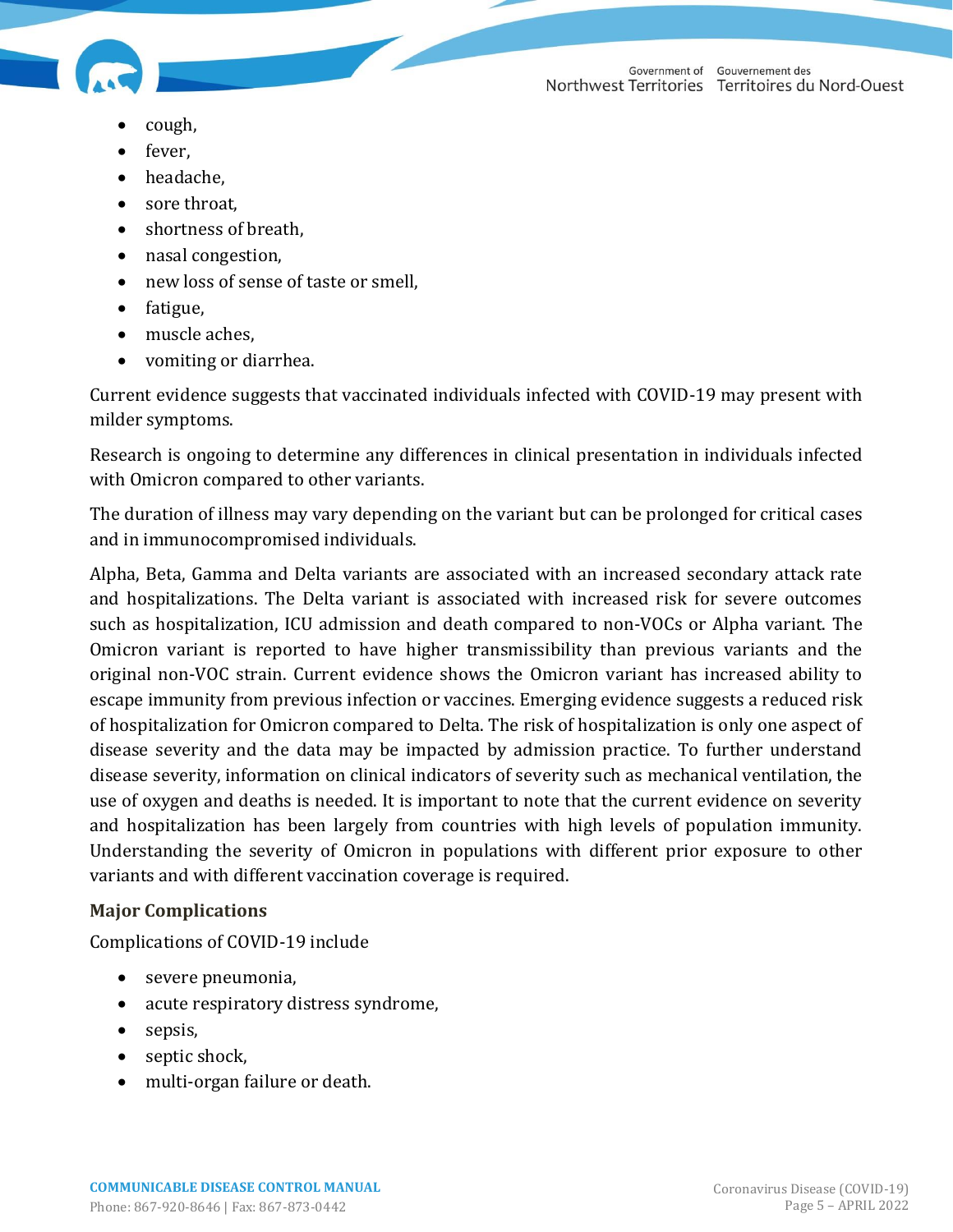- cough,
- fever,
- headache,
- sore throat,
- shortness of breath,
- nasal congestion,
- new loss of sense of taste or smell,
- fatigue,
- muscle aches,
- vomiting or diarrhea.

Current evidence suggests that vaccinated individuals infected with COVID-19 may present with milder symptoms.

Research is ongoing to determine any differences in clinical presentation in individuals infected with Omicron compared to other variants.

The duration of illness may vary depending on the variant but can be prolonged for critical cases and in immunocompromised individuals.

Alpha, Beta, Gamma and Delta variants are associated with an increased secondary attack rate and hospitalizations. The Delta variant is associated with increased risk for severe outcomes such as hospitalization, ICU admission and death compared to non-VOCs or Alpha variant. The Omicron variant is reported to have higher transmissibility than previous variants and the original non-VOC strain. Current evidence shows the Omicron variant has increased ability to escape immunity from previous infection or vaccines. Emerging evidence suggests a reduced risk of hospitalization for Omicron compared to Delta. The risk of hospitalization is only one aspect of disease severity and the data may be impacted by admission practice. To further understand disease severity, information on clinical indicators of severity such as mechanical ventilation, the use of oxygen and deaths is needed. It is important to note that the current evidence on severity and hospitalization has been largely from countries with high levels of population immunity. Understanding the severity of Omicron in populations with different prior exposure to other variants and with different vaccination coverage is required.

**Major Complications**

Complications of COVID-19 include

- severe pneumonia,
- acute respiratory distress syndrome,
- sepsis,
- septic shock,
- multi-organ failure or death.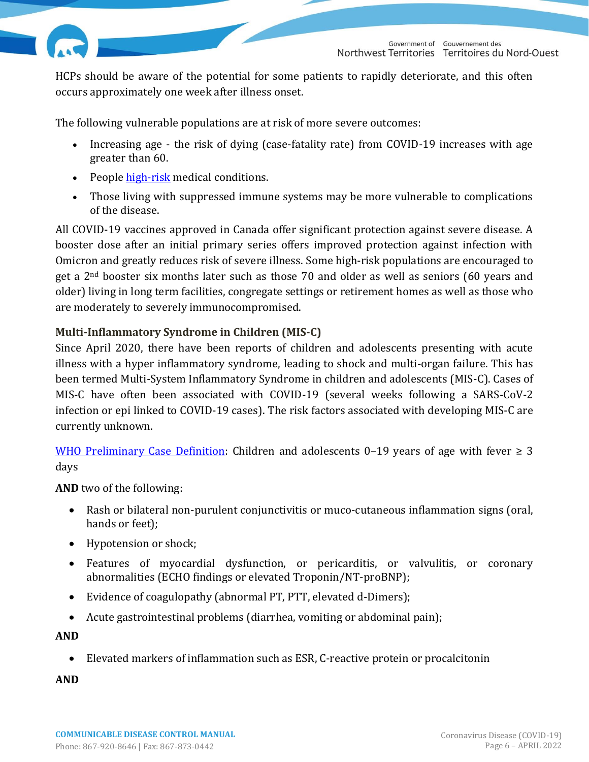HCPs should be aware of the potential for some patients to rapidly deteriorate, and this often occurs approximately one week after illness onset.

The following vulnerable populations are at risk of more severe outcomes:

- Increasing age - the risk of dying (case-fatality rate) from COVID-19 increases with age greater than 60.
- People high-risk medical conditions.
- Those living with suppressed immune systems may be more vulnerable to complications of the disease.

All COVID-19 vaccines approved in Canada offer significant protection against severe disease. A booster dose after an initial primary series offers improved protection against infection with Omicron and greatly reduces risk of severe illness. Some high-risk populations are encouraged to get a 2nd booster six months later such as those 70 and older as well as seniors (60 years and older) living in long term facilities, congregate settings or retirement homes as well as those who are moderately to severely immunocompromised.

### Multi-Inflammatory Syndrome in Children (MIS-C)

Since April 2020, there have been reports of children and adolescents presenting with acute illness with a hyper inflammatory syndrome, leading to shock and multi-organ failure. This has been termed Multi-System Inflammatory Syndrome in children and adolescents (MIS-C). Cases of MIS-C have often been associated with COVID-19 (several weeks following a SARS-CoV-2 infection or epi linked to COVID-19 cases). The risk factors associated with developing MIS-C are currently unknown.

WHO Preliminary Case Definition: Children and adolescents 0–19 years of age with fever ≥ 3 days

**AND** two of the following:

- Rash or bilateral non-purulent conjunctivitis or muco-cutaneous inflammation signs (oral, hands or feet);
- Hypotension or shock;
- Features of myocardial dysfunction, or pericarditis, or valvulitis, or coronary abnormalities (ECHO findings or elevated Troponin/NT-proBNP);
- Evidence of coagulopathy (abnormal PT, PTT, elevated d-Dimers);
- Acute gastrointestinal problems (diarrhea, vomiting or abdominal pain);

**AND**

- Elevated markers of inflammation such as ESR, C-reactive protein or procalcitonin

**AND**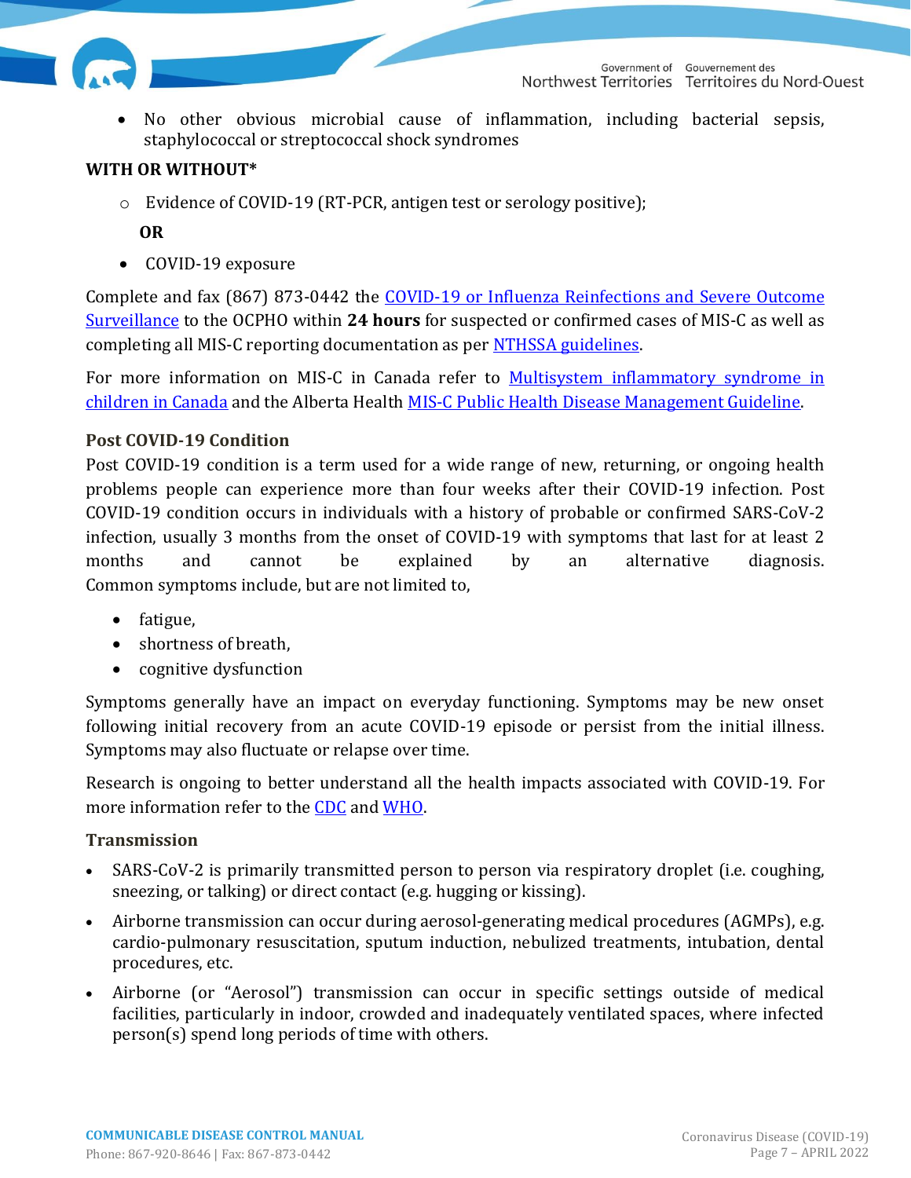- No other obvious microbial cause of inflammation, including bacterial sepsis, staphylococcal or streptococcal shock syndromes

**WITH OR WITHOUT***

- Evidence of COVID-19 (RT-PCR, antigen test or serology positive);

  **OR**

- COVID-19 exposure

Complete and fax (867) 873-0442 the [COVID-19 or Influenza Reinfections and Severe Outcome Surveillance]() to the OCPHO within **24 hours** for suspected or confirmed cases of MIS-C as well as completing all MIS-C reporting documentation as per [NTHSSA guidelines]().

For more information on MIS-C in Canada refer to [Multisystem inflammatory syndrome in children in Canada]() and the Alberta Health [MIS-C Public Health Disease Management Guideline]().

### Post COVID-19 Condition

Post COVID-19 condition is a term used for a wide range of new, returning, or ongoing health problems people can experience more than four weeks after their COVID-19 infection. Post COVID-19 condition occurs in individuals with a history of probable or confirmed SARS-CoV-2 infection, usually 3 months from the onset of COVID-19 with symptoms that last for at least 2 months and cannot be explained by an alternative diagnosis. Common symptoms include, but are not limited to,

- fatigue,
- shortness of breath,
- cognitive dysfunction

Symptoms generally have an impact on everyday functioning. Symptoms may be new onset following initial recovery from an acute COVID-19 episode or persist from the initial illness. Symptoms may also fluctuate or relapse over time.

Research is ongoing to better understand all the health impacts associated with COVID-19. For more information refer to the [CDC]() and [WHO]().

### Transmission

- SARS-CoV-2 is primarily transmitted person to person via respiratory droplet (i.e. coughing, sneezing, or talking) or direct contact (e.g. hugging or kissing).
- Airborne transmission can occur during aerosol-generating medical procedures (AGMPs), e.g. cardio-pulmonary resuscitation, sputum induction, nebulized treatments, intubation, dental procedures, etc.
- Airborne (or "Aerosol") transmission can occur in specific settings outside of medical facilities, particularly in indoor, crowded and inadequately ventilated spaces, where infected person(s) spend long periods of time with others.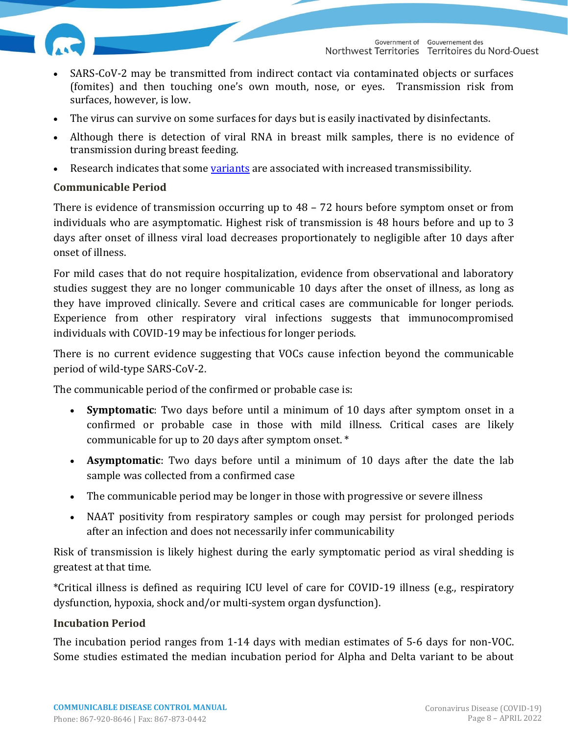- SARS-CoV-2 may be transmitted from indirect contact via contaminated objects or surfaces (fomites) and then touching one's own mouth, nose, or eyes. Transmission risk from surfaces, however, is low.
- The virus can survive on some surfaces for days but is easily inactivated by disinfectants.
- Although there is detection of viral RNA in breast milk samples, there is no evidence of transmission during breast feeding.
- Research indicates that some [variants](#) are associated with increased transmissibility.

### Communicable Period

There is evidence of transmission occurring up to 48 – 72 hours before symptom onset or from individuals who are asymptomatic. Highest risk of transmission is 48 hours before and up to 3 days after onset of illness viral load decreases proportionately to negligible after 10 days after onset of illness.

For mild cases that do not require hospitalization, evidence from observational and laboratory studies suggest they are no longer communicable 10 days after the onset of illness, as long as they have improved clinically. Severe and critical cases are communicable for longer periods. Experience from other respiratory viral infections suggests that immunocompromised individuals with COVID-19 may be infectious for longer periods.

There is no current evidence suggesting that VOCs cause infection beyond the communicable period of wild-type SARS-CoV-2.

The communicable period of the confirmed or probable case is:

- **Symptomatic**: Two days before until a minimum of 10 days after symptom onset in a confirmed or probable case in those with mild illness. Critical cases are likely communicable for up to 20 days after symptom onset. *
- **Asymptomatic**: Two days before until a minimum of 10 days after the date the lab sample was collected from a confirmed case
- The communicable period may be longer in those with progressive or severe illness
- NAAT positivity from respiratory samples or cough may persist for prolonged periods after an infection and does not necessarily infer communicability

Risk of transmission is likely highest during the early symptomatic period as viral shedding is greatest at that time.

*Critical illness is defined as requiring ICU level of care for COVID-19 illness (e.g., respiratory dysfunction, hypoxia, shock and/or multi-system organ dysfunction).

### Incubation Period

The incubation period ranges from 1-14 days with median estimates of 5-6 days for non-VOC. Some studies estimated the median incubation period for Alpha and Delta variant to be about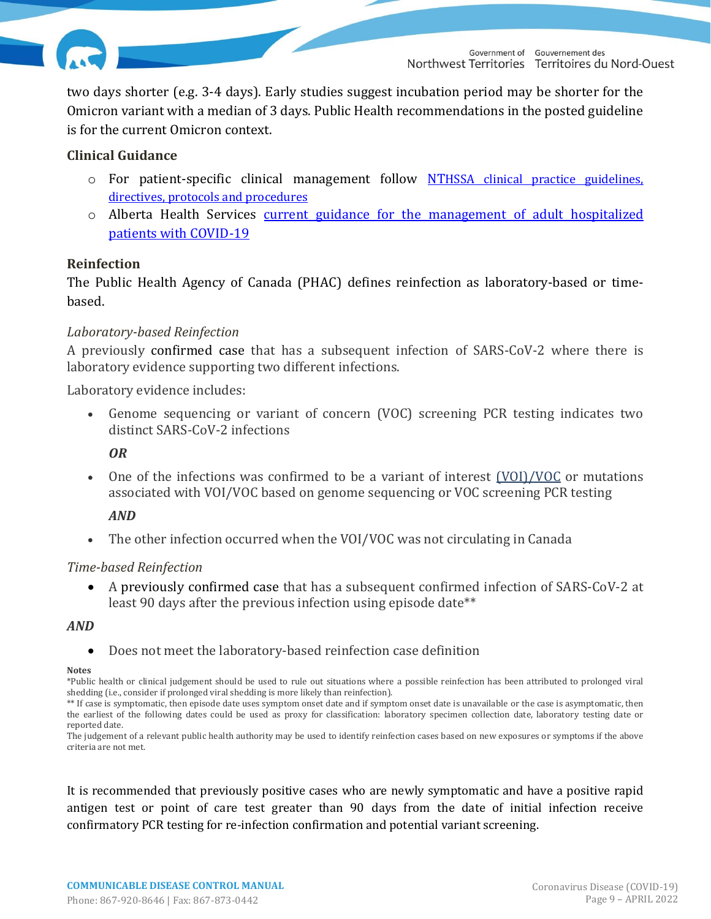two days shorter (e.g. 3-4 days). Early studies suggest incubation period may be shorter for the Omicron variant with a median of 3 days. Public Health recommendations in the posted guideline is for the current Omicron context.

### Clinical Guidance

- For patient-specific clinical management follow NTHSSA clinical practice guidelines, directives, protocols and procedures
- Alberta Health Services current guidance for the management of adult hospitalized patients with COVID-19

### Reinfection

The Public Health Agency of Canada (PHAC) defines reinfection as laboratory-based or time-based.

*Laboratory-based Reinfection*

A previously confirmed case that has a subsequent infection of SARS-CoV-2 where there is laboratory evidence supporting two different infections.

Laboratory evidence includes:

- Genome sequencing or variant of concern (VOC) screening PCR testing indicates two distinct SARS-CoV-2 infections

  ***OR***

- One of the infections was confirmed to be a variant of interest (VOI)/VOC or mutations associated with VOI/VOC based on genome sequencing or VOC screening PCR testing

  ***AND***

- The other infection occurred when the VOI/VOC was not circulating in Canada

*Time-based Reinfection*

- A previously confirmed case that has a subsequent confirmed infection of SARS-CoV-2 at least 90 days after the previous infection using episode date**

***AND***

- Does not meet the laboratory-based reinfection case definition

**Notes**

*Public health or clinical judgement should be used to rule out situations where a possible reinfection has been attributed to prolonged viral shedding (i.e., consider if prolonged viral shedding is more likely than reinfection).

** If case is symptomatic, then episode date uses symptom onset date and if symptom onset date is unavailable or the case is asymptomatic, then the earliest of the following dates could be used as proxy for classification: laboratory specimen collection date, laboratory testing date or reported date.

The judgement of a relevant public health authority may be used to identify reinfection cases based on new exposures or symptoms if the above criteria are not met.

It is recommended that previously positive cases who are newly symptomatic and have a positive rapid antigen test or point of care test greater than 90 days from the date of initial infection receive confirmatory PCR testing for re-infection confirmation and potential variant screening.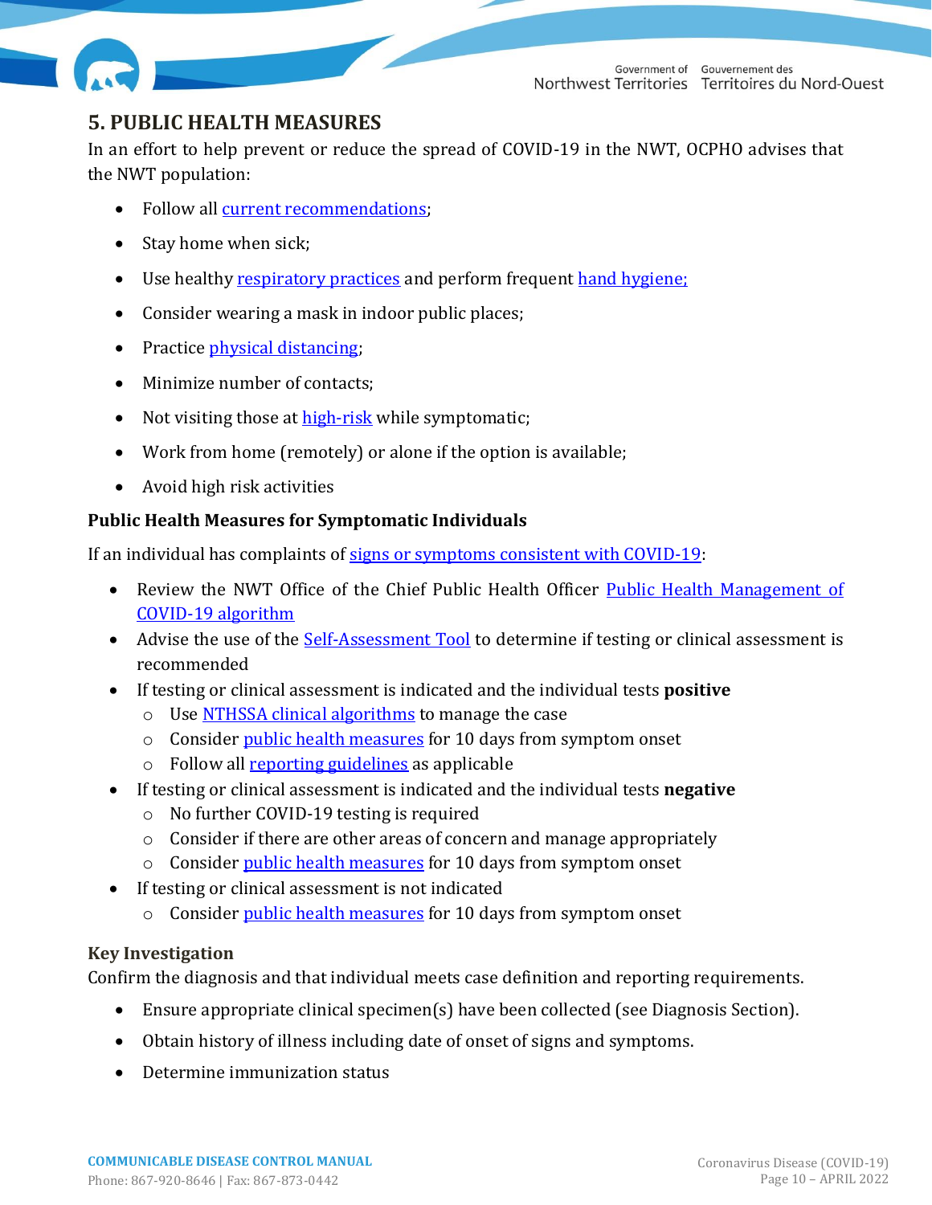## 5. PUBLIC HEALTH MEASURES

In an effort to help prevent or reduce the spread of COVID-19 in the NWT, OCPHO advises that the NWT population:

- Follow all current recommendations;
- Stay home when sick;
- Use healthy respiratory practices and perform frequent hand hygiene;
- Consider wearing a mask in indoor public places;
- Practice physical distancing;
- Minimize number of contacts;
- Not visiting those at high-risk while symptomatic;
- Work from home (remotely) or alone if the option is available;
- Avoid high risk activities

### Public Health Measures for Symptomatic Individuals

If an individual has complaints of signs or symptoms consistent with COVID-19:

- Review the NWT Office of the Chief Public Health Officer Public Health Management of COVID-19 algorithm
- Advise the use of the Self-Assessment Tool to determine if testing or clinical assessment is recommended
- If testing or clinical assessment is indicated and the individual tests **positive**
  - Use NTHSSA clinical algorithms to manage the case
  - Consider public health measures for 10 days from symptom onset
  - Follow all reporting guidelines as applicable
- If testing or clinical assessment is indicated and the individual tests **negative**
  - No further COVID-19 testing is required
  - Consider if there are other areas of concern and manage appropriately
  - Consider public health measures for 10 days from symptom onset
- If testing or clinical assessment is not indicated
  - Consider public health measures for 10 days from symptom onset

### Key Investigation

Confirm the diagnosis and that individual meets case definition and reporting requirements.

- Ensure appropriate clinical specimen(s) have been collected (see Diagnosis Section).
- Obtain history of illness including date of onset of signs and symptoms.
- Determine immunization status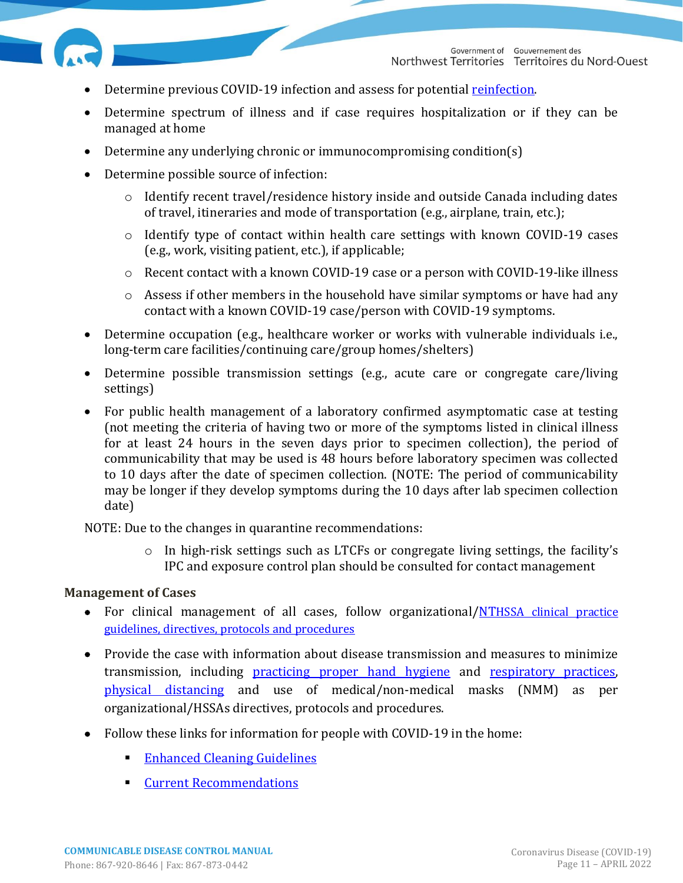- Determine previous COVID-19 infection and assess for potential reinfection.
- Determine spectrum of illness and if case requires hospitalization or if they can be managed at home
- Determine any underlying chronic or immunocompromising condition(s)
- Determine possible source of infection:
    - Identify recent travel/residence history inside and outside Canada including dates of travel, itineraries and mode of transportation (e.g., airplane, train, etc.);
    - Identify type of contact within health care settings with known COVID-19 cases (e.g., work, visiting patient, etc.), if applicable;
    - Recent contact with a known COVID-19 case or a person with COVID-19-like illness
    - Assess if other members in the household have similar symptoms or have had any contact with a known COVID-19 case/person with COVID-19 symptoms.
- Determine occupation (e.g., healthcare worker or works with vulnerable individuals i.e., long-term care facilities/continuing care/group homes/shelters)
- Determine possible transmission settings (e.g., acute care or congregate care/living settings)
- For public health management of a laboratory confirmed asymptomatic case at testing (not meeting the criteria of having two or more of the symptoms listed in clinical illness for at least 24 hours in the seven days prior to specimen collection), the period of communicability that may be used is 48 hours before laboratory specimen was collected to 10 days after the date of specimen collection. (NOTE: The period of communicability may be longer if they develop symptoms during the 10 days after lab specimen collection date)

NOTE: Due to the changes in quarantine recommendations:

- In high-risk settings such as LTCFs or congregate living settings, the facility's IPC and exposure control plan should be consulted for contact management

### Management of Cases

- For clinical management of all cases, follow organizational/NTHSSA clinical practice guidelines, directives, protocols and procedures
- Provide the case with information about disease transmission and measures to minimize transmission, including practicing proper hand hygiene and respiratory practices, physical distancing and use of medical/non-medical masks (NMM) as per organizational/HSSAs directives, protocols and procedures.
- Follow these links for information for people with COVID-19 in the home:
    - Enhanced Cleaning Guidelines
    - Current Recommendations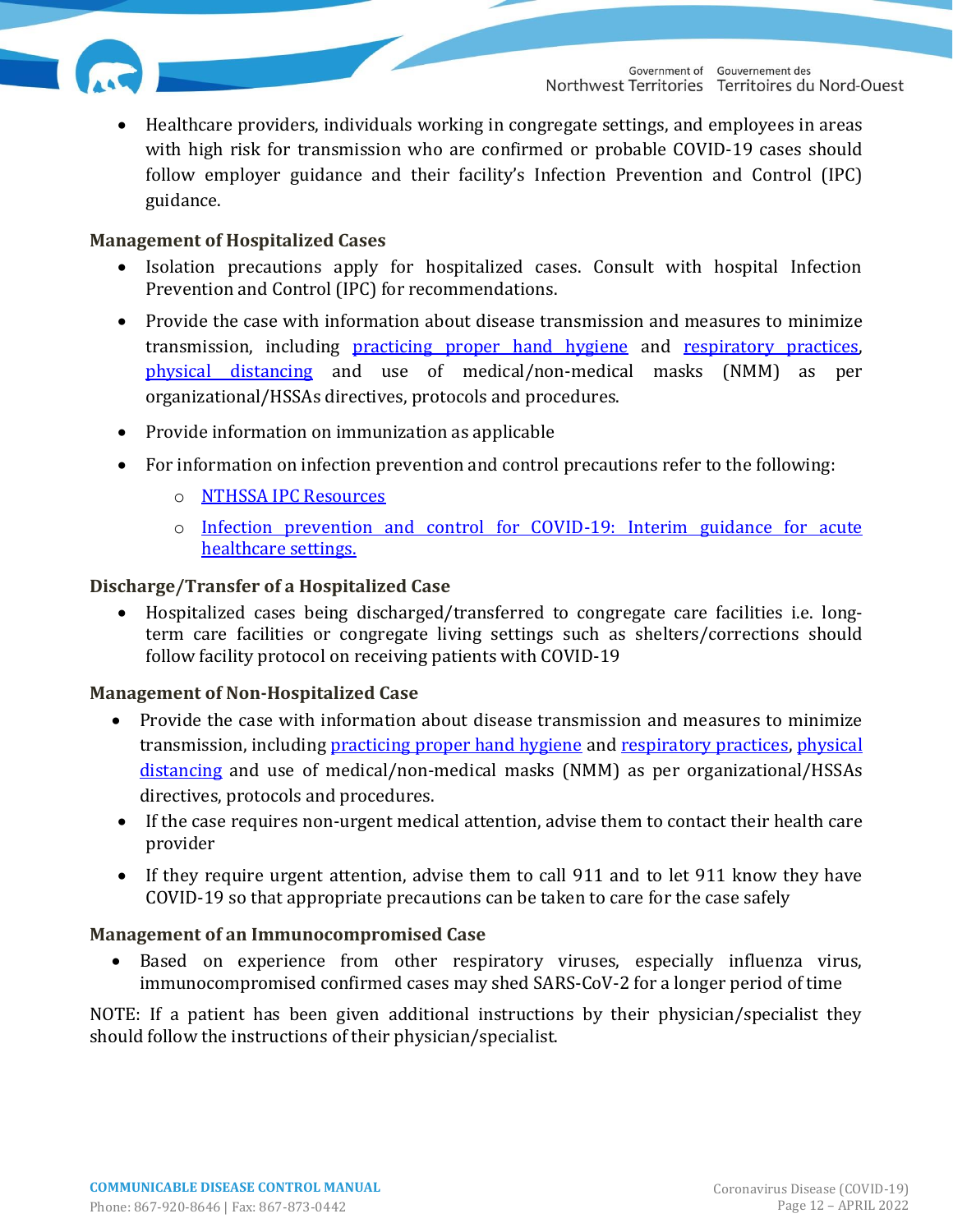- Healthcare providers, individuals working in congregate settings, and employees in areas with high risk for transmission who are confirmed or probable COVID-19 cases should follow employer guidance and their facility's Infection Prevention and Control (IPC) guidance.

**Management of Hospitalized Cases**

- Isolation precautions apply for hospitalized cases. Consult with hospital Infection Prevention and Control (IPC) for recommendations.
- Provide the case with information about disease transmission and measures to minimize transmission, including practicing proper hand hygiene and respiratory practices, physical distancing and use of medical/non-medical masks (NMM) as per organizational/HSSAs directives, protocols and procedures.
- Provide information on immunization as applicable
- For information on infection prevention and control precautions refer to the following:
  - NTHSSA IPC Resources
  - Infection prevention and control for COVID-19: Interim guidance for acute healthcare settings.

**Discharge/Transfer of a Hospitalized Case**

- Hospitalized cases being discharged/transferred to congregate care facilities i.e. long-term care facilities or congregate living settings such as shelters/corrections should follow facility protocol on receiving patients with COVID-19

**Management of Non-Hospitalized Case**

- Provide the case with information about disease transmission and measures to minimize transmission, including practicing proper hand hygiene and respiratory practices, physical distancing and use of medical/non-medical masks (NMM) as per organizational/HSSAs directives, protocols and procedures.
- If the case requires non-urgent medical attention, advise them to contact their health care provider
- If they require urgent attention, advise them to call 911 and to let 911 know they have COVID-19 so that appropriate precautions can be taken to care for the case safely

**Management of an Immunocompromised Case**

- Based on experience from other respiratory viruses, especially influenza virus, immunocompromised confirmed cases may shed SARS-CoV-2 for a longer period of time

NOTE: If a patient has been given additional instructions by their physician/specialist they should follow the instructions of their physician/specialist.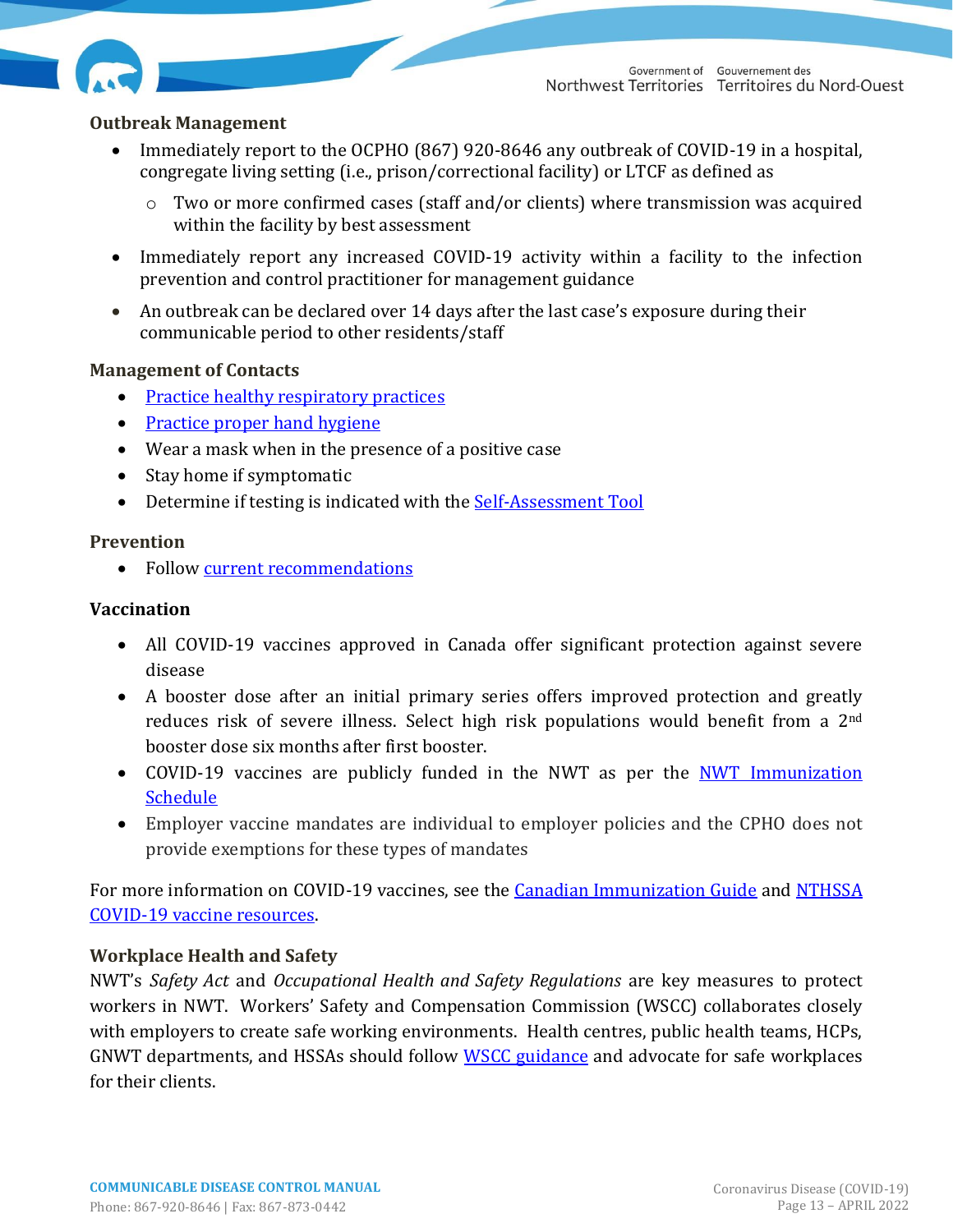### Outbreak Management

- Immediately report to the OCPHO (867) 920-8646 any outbreak of COVID-19 in a hospital, congregate living setting (i.e., prison/correctional facility) or LTCF as defined as
  - Two or more confirmed cases (staff and/or clients) where transmission was acquired within the facility by best assessment
- Immediately report any increased COVID-19 activity within a facility to the infection prevention and control practitioner for management guidance
- An outbreak can be declared over 14 days after the last case's exposure during their communicable period to other residents/staff

### Management of Contacts

- Practice healthy respiratory practices
- Practice proper hand hygiene
- Wear a mask when in the presence of a positive case
- Stay home if symptomatic
- Determine if testing is indicated with the Self-Assessment Tool

### Prevention

- Follow current recommendations

### Vaccination

- All COVID-19 vaccines approved in Canada offer significant protection against severe disease
- A booster dose after an initial primary series offers improved protection and greatly reduces risk of severe illness. Select high risk populations would benefit from a 2nd booster dose six months after first booster.
- COVID-19 vaccines are publicly funded in the NWT as per the NWT Immunization Schedule
- Employer vaccine mandates are individual to employer policies and the CPHO does not provide exemptions for these types of mandates

For more information on COVID-19 vaccines, see the Canadian Immunization Guide and NTHSSA COVID-19 vaccine resources.

### Workplace Health and Safety

NWT's *Safety Act* and *Occupational Health and Safety Regulations* are key measures to protect workers in NWT. Workers' Safety and Compensation Commission (WSCC) collaborates closely with employers to create safe working environments. Health centres, public health teams, HCPs, GNWT departments, and HSSAs should follow WSCC guidance and advocate for safe workplaces for their clients.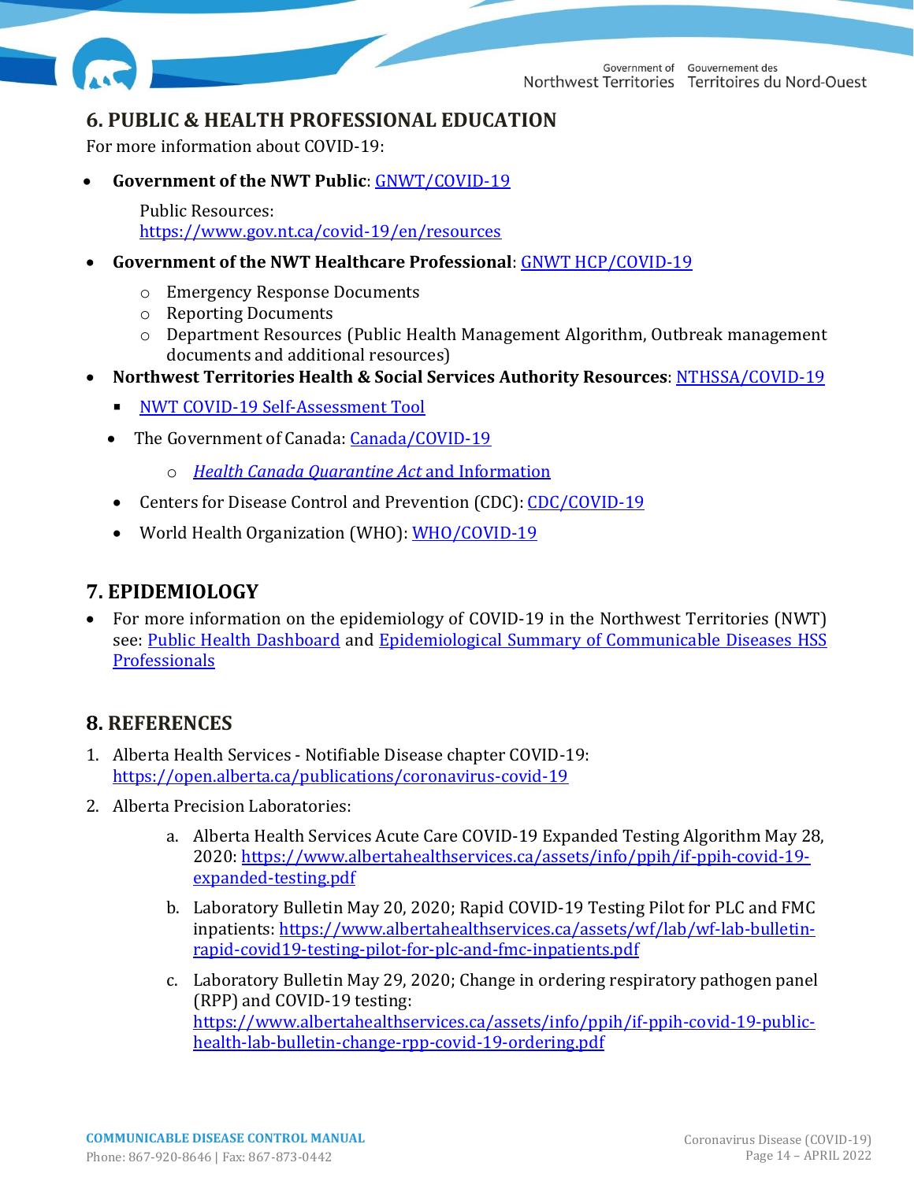## 6. PUBLIC & HEALTH PROFESSIONAL EDUCATION

For more information about COVID-19:

- **Government of the NWT Public**: GNWT/COVID-19

  Public Resources: https://www.gov.nt.ca/covid-19/en/resources

- **Government of the NWT Healthcare Professional**: GNWT HCP/COVID-19
  - Emergency Response Documents
  - Reporting Documents
  - Department Resources (Public Health Management Algorithm, Outbreak management documents and additional resources)
- **Northwest Territories Health & Social Services Authority Resources**: NTHSSA/COVID-19
  - NWT COVID-19 Self-Assessment Tool
  - The Government of Canada: Canada/COVID-19
    - *Health Canada Quarantine Act* and Information
  - Centers for Disease Control and Prevention (CDC): CDC/COVID-19
  - World Health Organization (WHO): WHO/COVID-19

## 7. EPIDEMIOLOGY

- For more information on the epidemiology of COVID-19 in the Northwest Territories (NWT) see: Public Health Dashboard and Epidemiological Summary of Communicable Diseases HSS Professionals

## 8. REFERENCES

1. Alberta Health Services - Notifiable Disease chapter COVID-19: https://open.alberta.ca/publications/coronavirus-covid-19
2. Alberta Precision Laboratories:
   a. Alberta Health Services Acute Care COVID-19 Expanded Testing Algorithm May 28, 2020: https://www.albertahealthservices.ca/assets/info/ppih/if-ppih-covid-19-expanded-testing.pdf
   b. Laboratory Bulletin May 20, 2020; Rapid COVID-19 Testing Pilot for PLC and FMC inpatients: https://www.albertahealthservices.ca/assets/wf/lab/wf-lab-bulletin-rapid-covid19-testing-pilot-for-plc-and-fmc-inpatients.pdf
   c. Laboratory Bulletin May 29, 2020; Change in ordering respiratory pathogen panel (RPP) and COVID-19 testing: https://www.albertahealthservices.ca/assets/info/ppih/if-ppih-covid-19-public-health-lab-bulletin-change-rpp-covid-19-ordering.pdf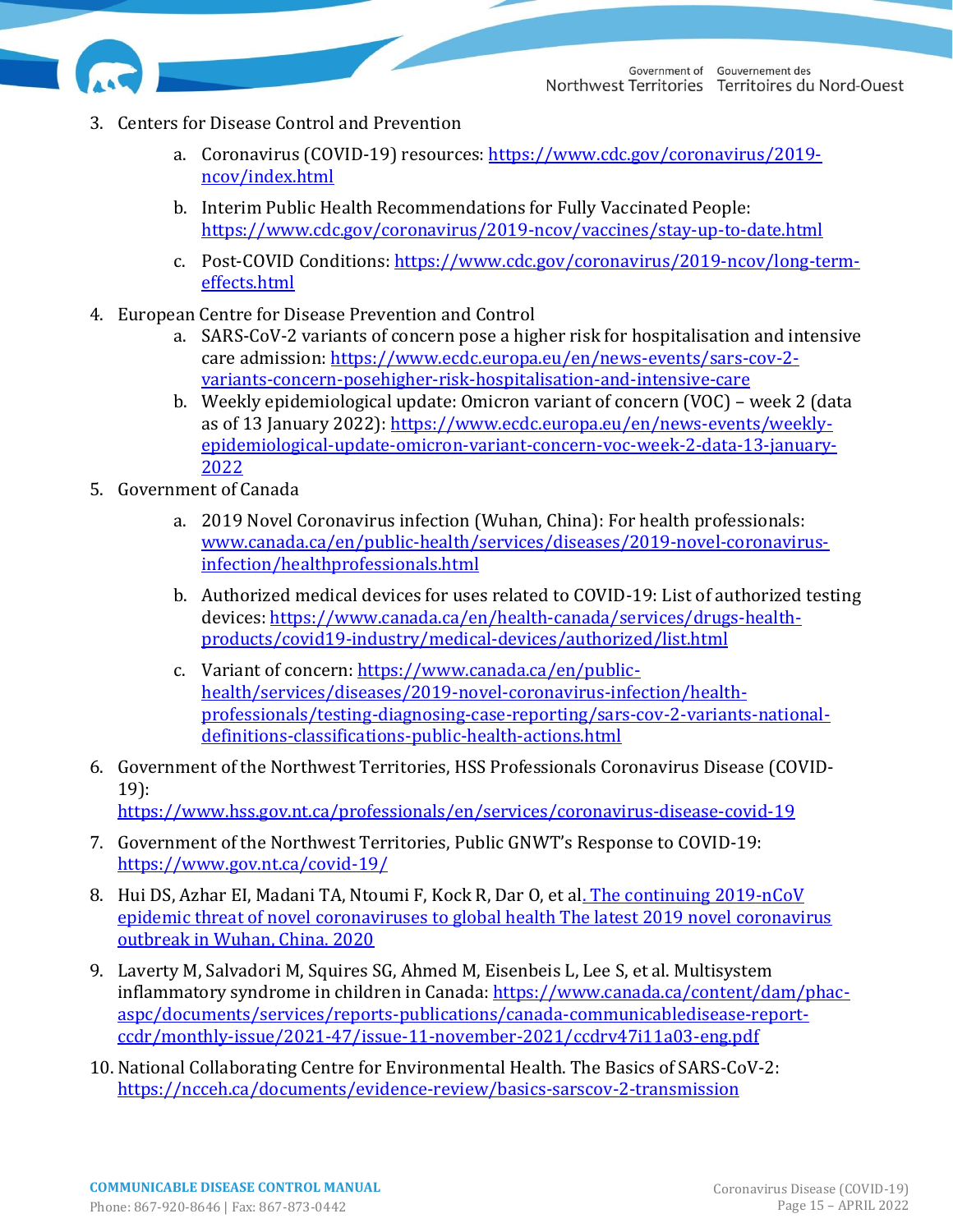3. Centers for Disease Control and Prevention
    a. Coronavirus (COVID-19) resources: https://www.cdc.gov/coronavirus/2019-ncov/index.html
    b. Interim Public Health Recommendations for Fully Vaccinated People: https://www.cdc.gov/coronavirus/2019-ncov/vaccines/stay-up-to-date.html
    c. Post-COVID Conditions: https://www.cdc.gov/coronavirus/2019-ncov/long-term-effects.html
4. European Centre for Disease Prevention and Control
    a. SARS-CoV-2 variants of concern pose a higher risk for hospitalisation and intensive care admission: https://www.ecdc.europa.eu/en/news-events/sars-cov-2-variants-concern-posehigher-risk-hospitalisation-and-intensive-care
    b. Weekly epidemiological update: Omicron variant of concern (VOC) – week 2 (data as of 13 January 2022): https://www.ecdc.europa.eu/en/news-events/weekly-epidemiological-update-omicron-variant-concern-voc-week-2-data-13-january-2022
5. Government of Canada
    a. 2019 Novel Coronavirus infection (Wuhan, China): For health professionals: www.canada.ca/en/public-health/services/diseases/2019-novel-coronavirus-infection/healthprofessionals.html
    b. Authorized medical devices for uses related to COVID-19: List of authorized testing devices: https://www.canada.ca/en/health-canada/services/drugs-health-products/covid19-industry/medical-devices/authorized/list.html
    c. Variant of concern: https://www.canada.ca/en/public-health/services/diseases/2019-novel-coronavirus-infection/health-professionals/testing-diagnosing-case-reporting/sars-cov-2-variants-national-definitions-classifications-public-health-actions.html
6. Government of the Northwest Territories, HSS Professionals Coronavirus Disease (COVID-19): https://www.hss.gov.nt.ca/professionals/en/services/coronavirus-disease-covid-19
7. Government of the Northwest Territories, Public GNWT's Response to COVID-19: https://www.gov.nt.ca/covid-19/
8. Hui DS, Azhar EI, Madani TA, Ntoumi F, Kock R, Dar O, et al. The continuing 2019-nCoV epidemic threat of novel coronaviruses to global health The latest 2019 novel coronavirus outbreak in Wuhan, China. 2020
9. Laverty M, Salvadori M, Squires SG, Ahmed M, Eisenbeis L, Lee S, et al. Multisystem inflammatory syndrome in children in Canada: https://www.canada.ca/content/dam/phac-aspc/documents/services/reports-publications/canada-communicabledisease-report-ccdr/monthly-issue/2021-47/issue-11-november-2021/ccdrv47i11a03-eng.pdf
10. National Collaborating Centre for Environmental Health. The Basics of SARS-CoV-2: https://ncceh.ca/documents/evidence-review/basics-sarscov-2-transmission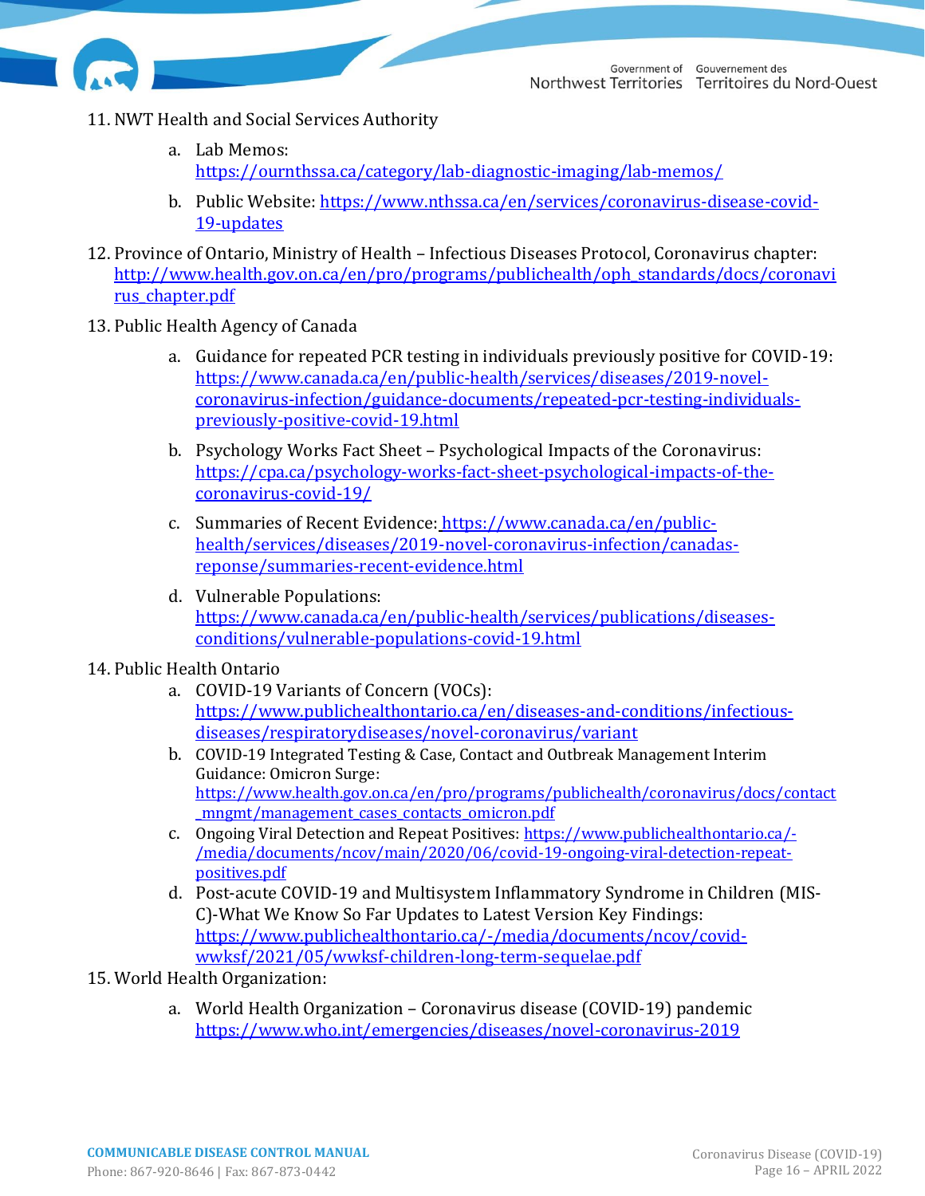11. NWT Health and Social Services Authority
    a. Lab Memos: https://ournthssa.ca/category/lab-diagnostic-imaging/lab-memos/
    b. Public Website: https://www.nthssa.ca/en/services/coronavirus-disease-covid-19-updates
12. Province of Ontario, Ministry of Health – Infectious Diseases Protocol, Coronavirus chapter: http://www.health.gov.on.ca/en/pro/programs/publichealth/oph_standards/docs/coronavirus_chapter.pdf
13. Public Health Agency of Canada
    a. Guidance for repeated PCR testing in individuals previously positive for COVID-19: https://www.canada.ca/en/public-health/services/diseases/2019-novel-coronavirus-infection/guidance-documents/repeated-pcr-testing-individuals-previously-positive-covid-19.html
    b. Psychology Works Fact Sheet – Psychological Impacts of the Coronavirus: https://cpa.ca/psychology-works-fact-sheet-psychological-impacts-of-the-coronavirus-covid-19/
    c. Summaries of Recent Evidence: https://www.canada.ca/en/public-health/services/diseases/2019-novel-coronavirus-infection/canadas-reponse/summaries-recent-evidence.html
    d. Vulnerable Populations: https://www.canada.ca/en/public-health/services/publications/diseases-conditions/vulnerable-populations-covid-19.html
14. Public Health Ontario
    a. COVID-19 Variants of Concern (VOCs): https://www.publichealthontario.ca/en/diseases-and-conditions/infectious-diseases/respiratorydiseases/novel-coronavirus/variant
    b. COVID-19 Integrated Testing & Case, Contact and Outbreak Management Interim Guidance: Omicron Surge: https://www.health.gov.on.ca/en/pro/programs/publichealth/coronavirus/docs/contact_mngmt/management_cases_contacts_omicron.pdf
    c. Ongoing Viral Detection and Repeat Positives: https://www.publichealthontario.ca/-/media/documents/ncov/main/2020/06/covid-19-ongoing-viral-detection-repeat-positives.pdf
    d. Post-acute COVID-19 and Multisystem Inflammatory Syndrome in Children (MIS-C)-What We Know So Far Updates to Latest Version Key Findings: https://www.publichealthontario.ca/-/media/documents/ncov/covid-wwksf/2021/05/wwksf-children-long-term-sequelae.pdf
15. World Health Organization:
    a. World Health Organization – Coronavirus disease (COVID-19) pandemic https://www.who.int/emergencies/diseases/novel-coronavirus-2019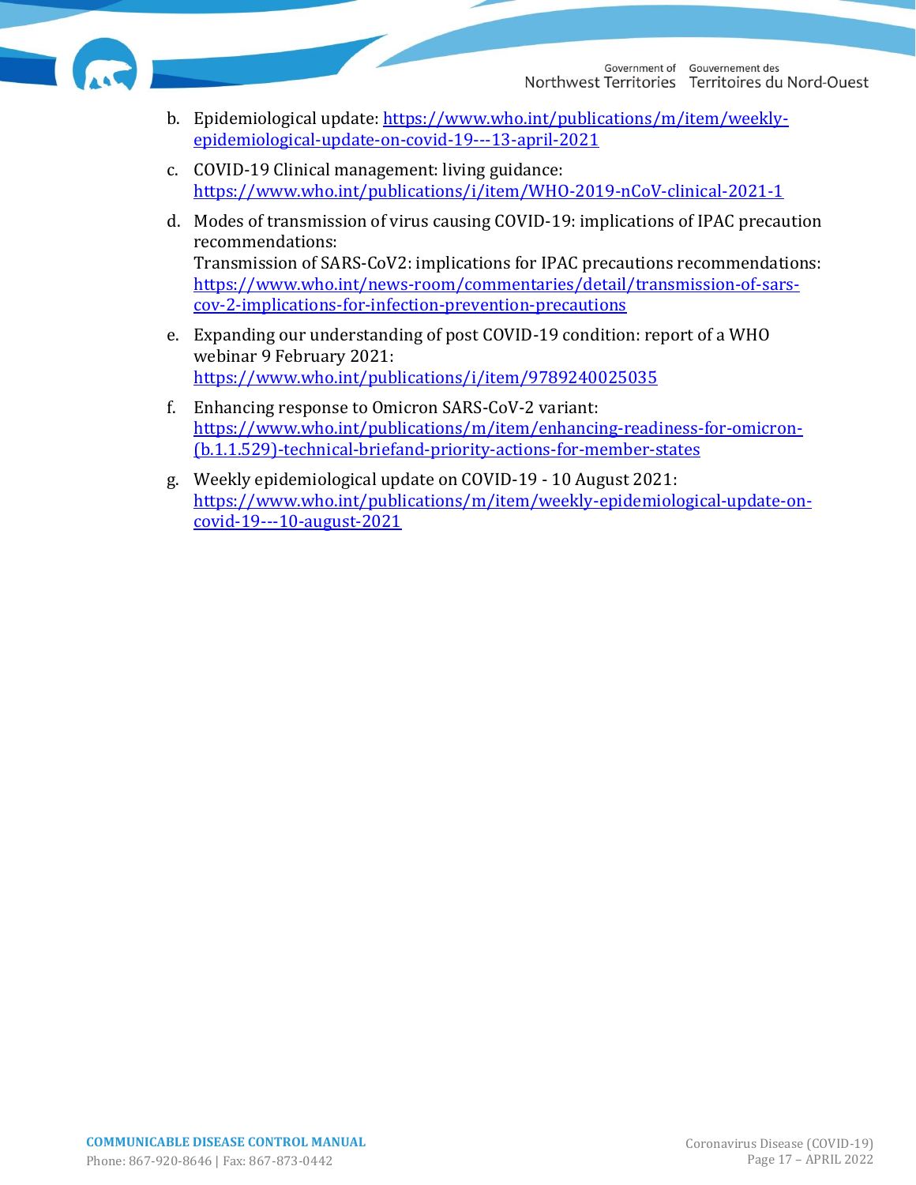b. Epidemiological update: [https://www.who.int/publications/m/item/weekly-epidemiological-update-on-covid-19---13-april-2021](https://www.who.int/publications/m/item/weekly-epidemiological-update-on-covid-19---13-april-2021)

c. COVID-19 Clinical management: living guidance: [https://www.who.int/publications/i/item/WHO-2019-nCoV-clinical-2021-1](https://www.who.int/publications/i/item/WHO-2019-nCoV-clinical-2021-1)

d. Modes of transmission of virus causing COVID-19: implications of IPAC precaution recommendations:
Transmission of SARS-CoV2: implications for IPAC precautions recommendations: [https://www.who.int/news-room/commentaries/detail/transmission-of-sars-cov-2-implications-for-infection-prevention-precautions](https://www.who.int/news-room/commentaries/detail/transmission-of-sars-cov-2-implications-for-infection-prevention-precautions)

e. Expanding our understanding of post COVID-19 condition: report of a WHO webinar 9 February 2021: [https://www.who.int/publications/i/item/9789240025035](https://www.who.int/publications/i/item/9789240025035)

f. Enhancing response to Omicron SARS-CoV-2 variant: [https://www.who.int/publications/m/item/enhancing-readiness-for-omicron-(b.1.1.529)-technical-briefand-priority-actions-for-member-states](https://www.who.int/publications/m/item/enhancing-readiness-for-omicron-(b.1.1.529)-technical-briefand-priority-actions-for-member-states)

g. Weekly epidemiological update on COVID-19 - 10 August 2021: [https://www.who.int/publications/m/item/weekly-epidemiological-update-on-covid-19---10-august-2021](https://www.who.int/publications/m/item/weekly-epidemiological-update-on-covid-19---10-august-2021)